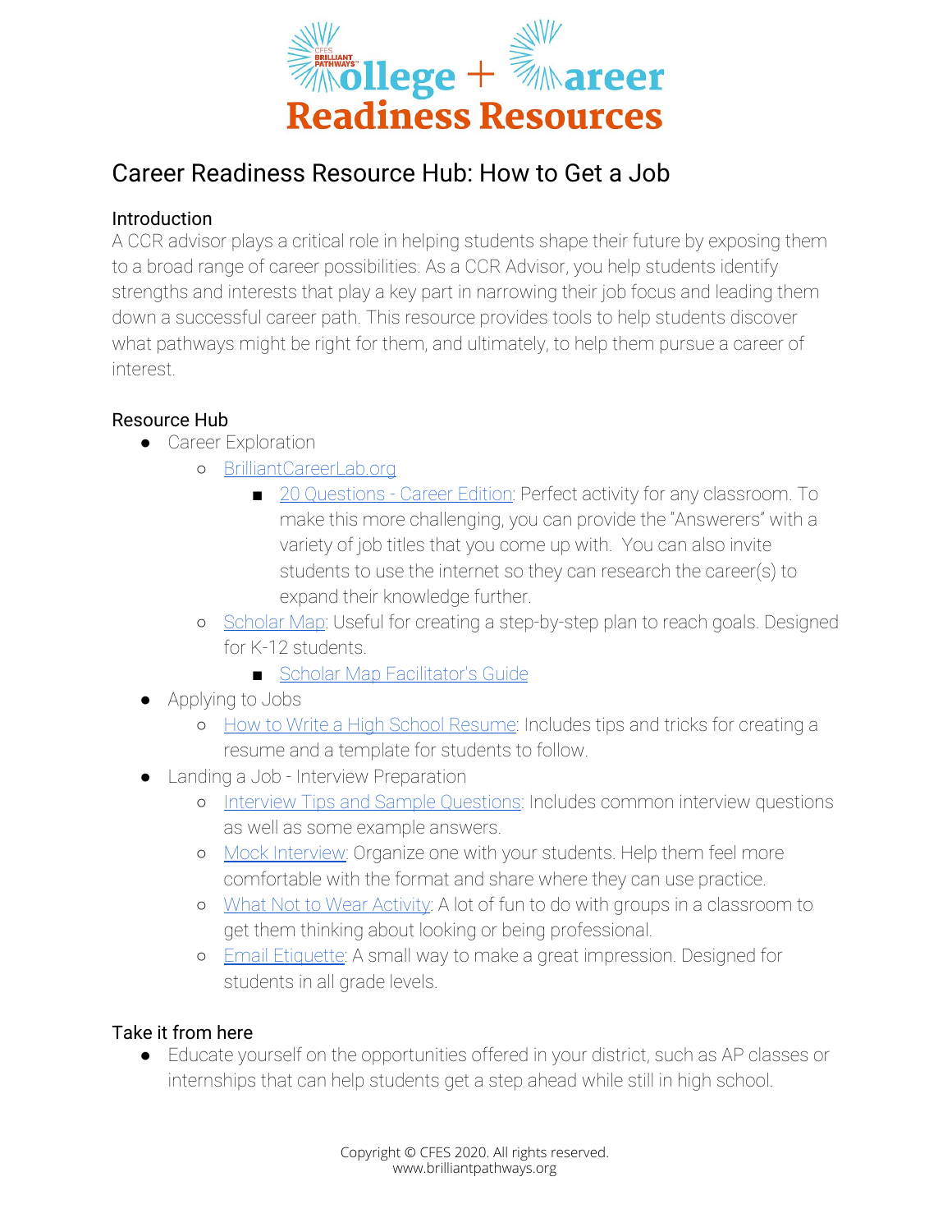# College + Career Readiness Resources

## Career Readiness Resource Hub: How to Get a Job

### Introduction

A CCR advisor plays a critical role in helping students shape their future by exposing them to a broad range of career possibilities. As a CCR Advisor, you help students identify strengths and interests that play a key part in narrowing their job focus and leading them down a successful career path. This resource provides tools to help students discover what pathways might be right for them, and ultimately, to help them pursue a career of interest.

### Resource Hub

- Career Exploration
  - BrilliantCareerLab.org
    - 20 Questions - Career Edition: Perfect activity for any classroom. To make this more challenging, you can provide the "Answerers" with a variety of job titles that you come up with. You can also invite students to use the internet so they can research the career(s) to expand their knowledge further.
  - Scholar Map: Useful for creating a step-by-step plan to reach goals. Designed for K-12 students.
    - Scholar Map Facilitator's Guide
- Applying to Jobs
  - How to Write a High School Resume: Includes tips and tricks for creating a resume and a template for students to follow.
- Landing a Job - Interview Preparation
  - Interview Tips and Sample Questions: Includes common interview questions as well as some example answers.
  - Mock Interview: Organize one with your students. Help them feel more comfortable with the format and share where they can use practice.
  - What Not to Wear Activity: A lot of fun to do with groups in a classroom to get them thinking about looking or being professional.
  - Email Etiquette: A small way to make a great impression. Designed for students in all grade levels.

### Take it from here

- Educate yourself on the opportunities offered in your district, such as AP classes or internships that can help students get a step ahead while still in high school.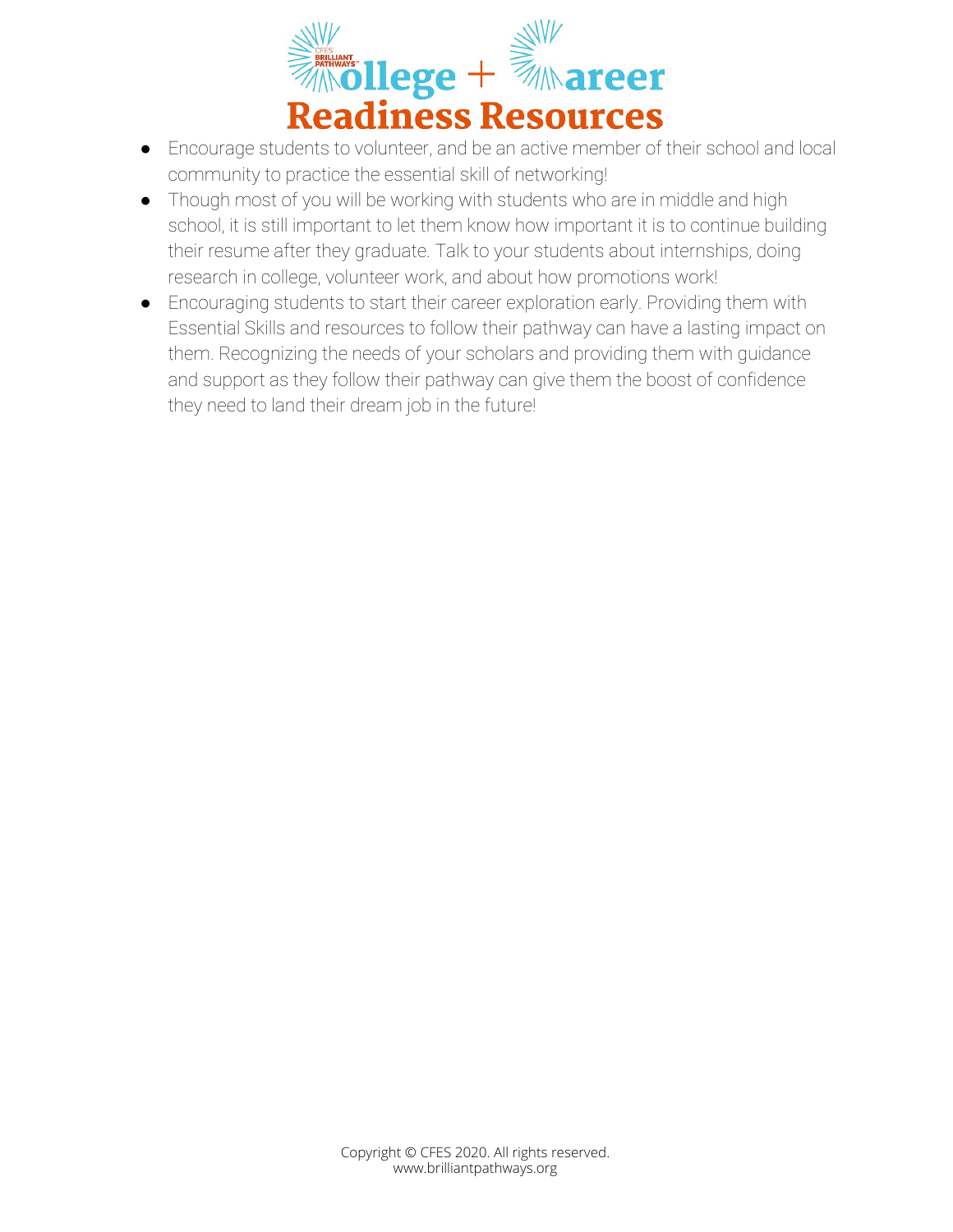- Encourage students to volunteer, and be an active member of their school and local community to practice the essential skill of networking!
- Though most of you will be working with students who are in middle and high school, it is still important to let them know how important it is to continue building their resume after they graduate. Talk to your students about internships, doing research in college, volunteer work, and about how promotions work!
- Encouraging students to start their career exploration early. Providing them with Essential Skills and resources to follow their pathway can have a lasting impact on them. Recognizing the needs of your scholars and providing them with guidance and support as they follow their pathway can give them the boost of confidence they need to land their dream job in the future!